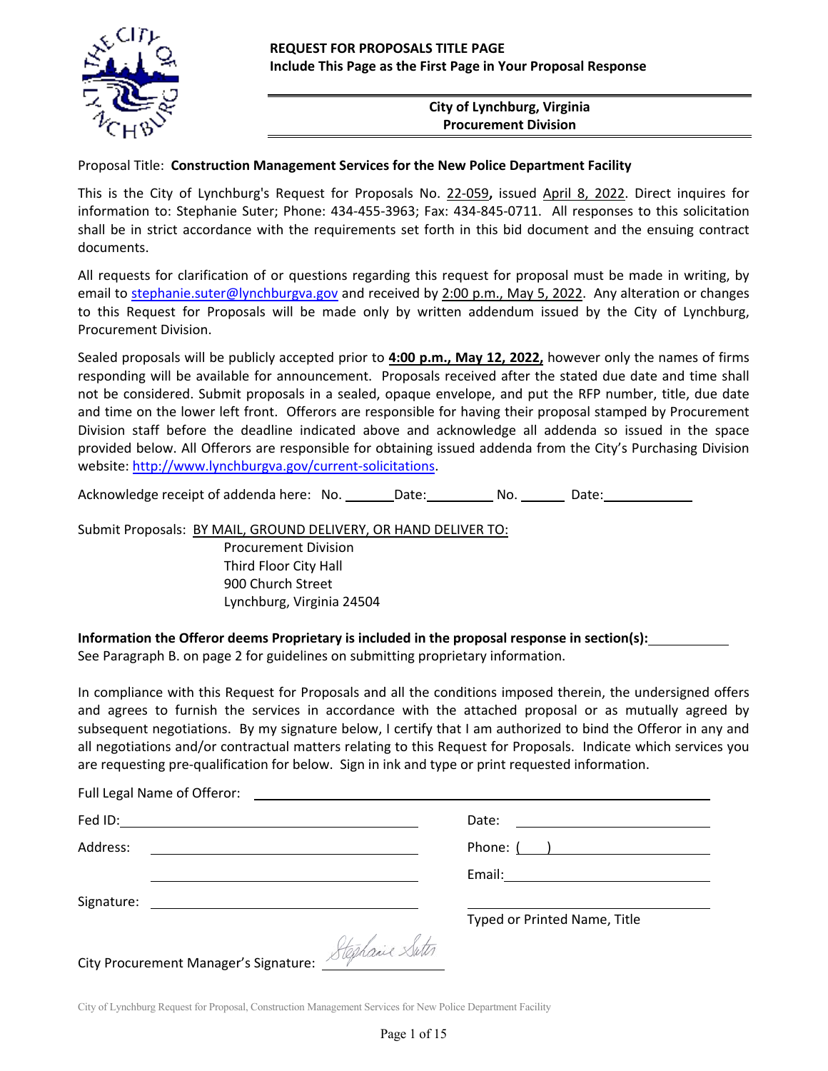**REQUEST FOR PROPOSALS TITLE PAGE**
**Include This Page as the First Page in Your Proposal Response**

**City of Lynchburg, Virginia**
**Procurement Division**

Proposal Title: **Construction Management Services for the New Police Department Facility**

This is the City of Lynchburg's Request for Proposals No. 22-059**,** issued April 8, 2022. Direct inquires for information to: Stephanie Suter; Phone: 434-455-3963; Fax: 434-845-0711. All responses to this solicitation shall be in strict accordance with the requirements set forth in this bid document and the ensuing contract documents.

All requests for clarification of or questions regarding this request for proposal must be made in writing, by email to stephanie.suter@lynchburgva.gov and received by 2:00 p.m., May 5, 2022. Any alteration or changes to this Request for Proposals will be made only by written addendum issued by the City of Lynchburg, Procurement Division.

Sealed proposals will be publicly accepted prior to **4:00 p.m., May 12, 2022,** however only the names of firms responding will be available for announcement. Proposals received after the stated due date and time shall not be considered. Submit proposals in a sealed, opaque envelope, and put the RFP number, title, due date and time on the lower left front. Offerors are responsible for having their proposal stamped by Procurement Division staff before the deadline indicated above and acknowledge all addenda so issued in the space provided below. All Offerors are responsible for obtaining issued addenda from the City's Purchasing Division website: http://www.lynchburgva.gov/current-solicitations.

Acknowledge receipt of addenda here: No. _______ Date: __________ No. _______ Date: ____________

Submit Proposals: BY MAIL, GROUND DELIVERY, OR HAND DELIVER TO:

Procurement Division
Third Floor City Hall
900 Church Street
Lynchburg, Virginia 24504

**Information the Offeror deems Proprietary is included in the proposal response in section(s):** ___________
See Paragraph B. on page 2 for guidelines on submitting proprietary information.

In compliance with this Request for Proposals and all the conditions imposed therein, the undersigned offers and agrees to furnish the services in accordance with the attached proposal or as mutually agreed by subsequent negotiations. By my signature below, I certify that I am authorized to bind the Offeror in any and all negotiations and/or contractual matters relating to this Request for Proposals. Indicate which services you are requesting pre-qualification for below. Sign in ink and type or print requested information.

Full Legal Name of Offeror: ____________________________________________

Fed ID: ______________________________ Date: ______________________

Address: _____________________________ Phone: (   ) __________________

_____________________________________ Email: ______________________

Signature: ___________________________ ____________________________
Typed or Printed Name, Title

City Procurement Manager's Signature: *Stephanie Suter*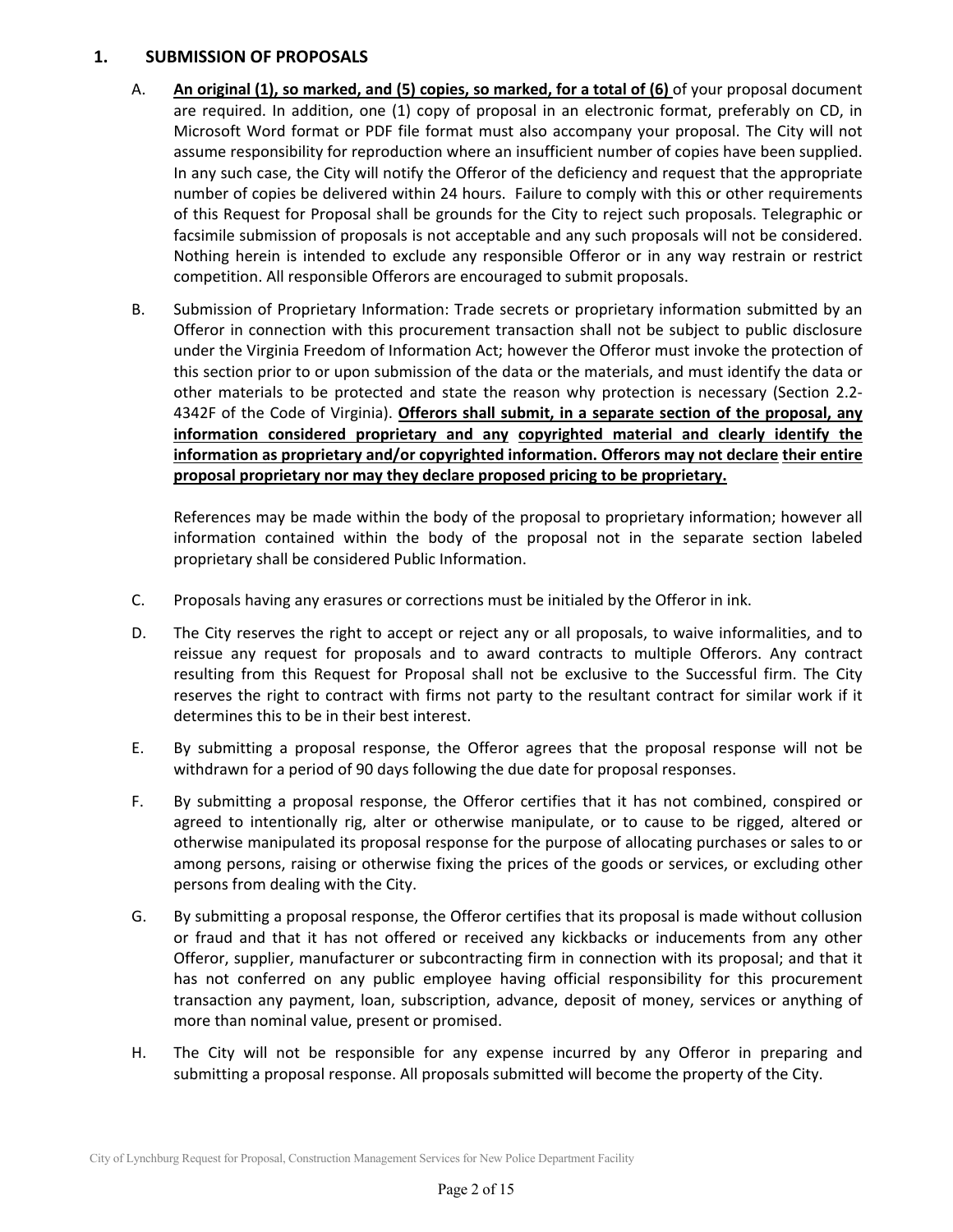## 1. SUBMISSION OF PROPOSALS

A. **An original (1), so marked, and (5) copies, so marked, for a total of (6)** of your proposal document are required. In addition, one (1) copy of proposal in an electronic format, preferably on CD, in Microsoft Word format or PDF file format must also accompany your proposal. The City will not assume responsibility for reproduction where an insufficient number of copies have been supplied. In any such case, the City will notify the Offeror of the deficiency and request that the appropriate number of copies be delivered within 24 hours. Failure to comply with this or other requirements of this Request for Proposal shall be grounds for the City to reject such proposals. Telegraphic or facsimile submission of proposals is not acceptable and any such proposals will not be considered. Nothing herein is intended to exclude any responsible Offeror or in any way restrain or restrict competition. All responsible Offerors are encouraged to submit proposals.

B. Submission of Proprietary Information: Trade secrets or proprietary information submitted by an Offeror in connection with this procurement transaction shall not be subject to public disclosure under the Virginia Freedom of Information Act; however the Offeror must invoke the protection of this section prior to or upon submission of the data or the materials, and must identify the data or other materials to be protected and state the reason why protection is necessary (Section 2.2-4342F of the Code of Virginia). **Offerors shall submit, in a separate section of the proposal, any information considered proprietary and any copyrighted material and clearly identify the information as proprietary and/or copyrighted information. Offerors may not declare their entire proposal proprietary nor may they declare proposed pricing to be proprietary.**

   References may be made within the body of the proposal to proprietary information; however all information contained within the body of the proposal not in the separate section labeled proprietary shall be considered Public Information.

C. Proposals having any erasures or corrections must be initialed by the Offeror in ink.

D. The City reserves the right to accept or reject any or all proposals, to waive informalities, and to reissue any request for proposals and to award contracts to multiple Offerors. Any contract resulting from this Request for Proposal shall not be exclusive to the Successful firm. The City reserves the right to contract with firms not party to the resultant contract for similar work if it determines this to be in their best interest.

E. By submitting a proposal response, the Offeror agrees that the proposal response will not be withdrawn for a period of 90 days following the due date for proposal responses.

F. By submitting a proposal response, the Offeror certifies that it has not combined, conspired or agreed to intentionally rig, alter or otherwise manipulate, or to cause to be rigged, altered or otherwise manipulated its proposal response for the purpose of allocating purchases or sales to or among persons, raising or otherwise fixing the prices of the goods or services, or excluding other persons from dealing with the City.

G. By submitting a proposal response, the Offeror certifies that its proposal is made without collusion or fraud and that it has not offered or received any kickbacks or inducements from any other Offeror, supplier, manufacturer or subcontracting firm in connection with its proposal; and that it has not conferred on any public employee having official responsibility for this procurement transaction any payment, loan, subscription, advance, deposit of money, services or anything of more than nominal value, present or promised.

H. The City will not be responsible for any expense incurred by any Offeror in preparing and submitting a proposal response. All proposals submitted will become the property of the City.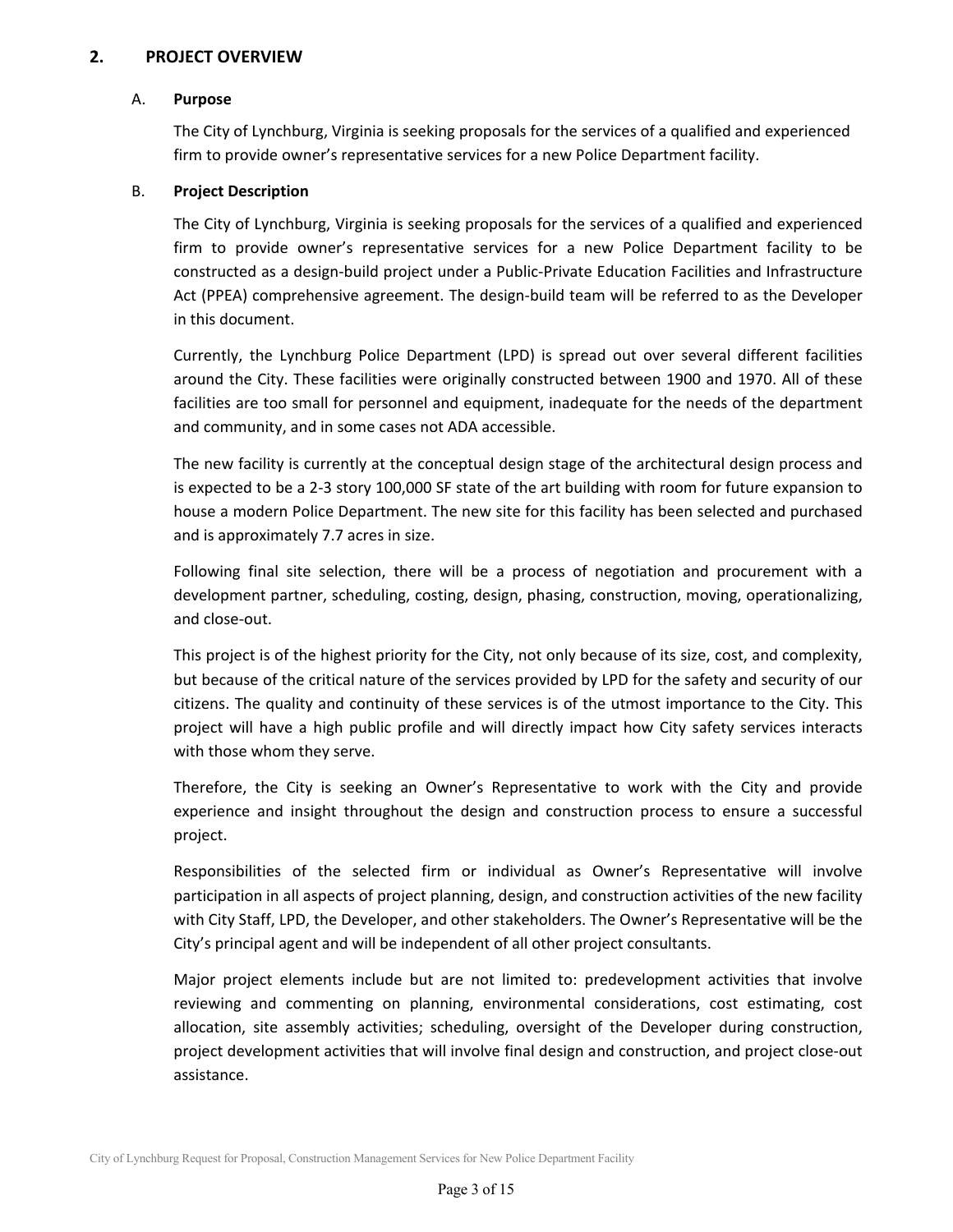## 2. PROJECT OVERVIEW

### A. Purpose

The City of Lynchburg, Virginia is seeking proposals for the services of a qualified and experienced firm to provide owner's representative services for a new Police Department facility.

### B. Project Description

The City of Lynchburg, Virginia is seeking proposals for the services of a qualified and experienced firm to provide owner's representative services for a new Police Department facility to be constructed as a design-build project under a Public-Private Education Facilities and Infrastructure Act (PPEA) comprehensive agreement. The design-build team will be referred to as the Developer in this document.

Currently, the Lynchburg Police Department (LPD) is spread out over several different facilities around the City. These facilities were originally constructed between 1900 and 1970. All of these facilities are too small for personnel and equipment, inadequate for the needs of the department and community, and in some cases not ADA accessible.

The new facility is currently at the conceptual design stage of the architectural design process and is expected to be a 2-3 story 100,000 SF state of the art building with room for future expansion to house a modern Police Department. The new site for this facility has been selected and purchased and is approximately 7.7 acres in size.

Following final site selection, there will be a process of negotiation and procurement with a development partner, scheduling, costing, design, phasing, construction, moving, operationalizing, and close-out.

This project is of the highest priority for the City, not only because of its size, cost, and complexity, but because of the critical nature of the services provided by LPD for the safety and security of our citizens. The quality and continuity of these services is of the utmost importance to the City. This project will have a high public profile and will directly impact how City safety services interacts with those whom they serve.

Therefore, the City is seeking an Owner's Representative to work with the City and provide experience and insight throughout the design and construction process to ensure a successful project.

Responsibilities of the selected firm or individual as Owner's Representative will involve participation in all aspects of project planning, design, and construction activities of the new facility with City Staff, LPD, the Developer, and other stakeholders. The Owner's Representative will be the City's principal agent and will be independent of all other project consultants.

Major project elements include but are not limited to: predevelopment activities that involve reviewing and commenting on planning, environmental considerations, cost estimating, cost allocation, site assembly activities; scheduling, oversight of the Developer during construction, project development activities that will involve final design and construction, and project close-out assistance.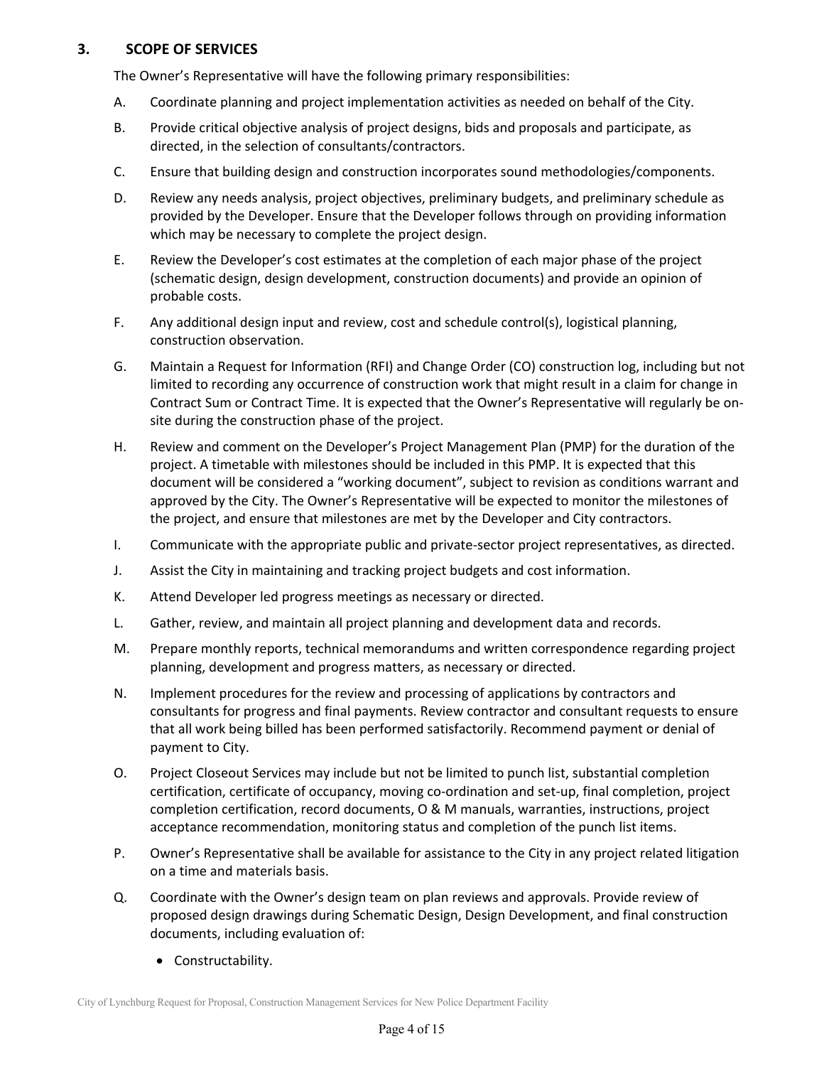## 3. SCOPE OF SERVICES

The Owner's Representative will have the following primary responsibilities:

A. Coordinate planning and project implementation activities as needed on behalf of the City.

B. Provide critical objective analysis of project designs, bids and proposals and participate, as directed, in the selection of consultants/contractors.

C. Ensure that building design and construction incorporates sound methodologies/components.

D. Review any needs analysis, project objectives, preliminary budgets, and preliminary schedule as provided by the Developer. Ensure that the Developer follows through on providing information which may be necessary to complete the project design.

E. Review the Developer's cost estimates at the completion of each major phase of the project (schematic design, design development, construction documents) and provide an opinion of probable costs.

F. Any additional design input and review, cost and schedule control(s), logistical planning, construction observation.

G. Maintain a Request for Information (RFI) and Change Order (CO) construction log, including but not limited to recording any occurrence of construction work that might result in a claim for change in Contract Sum or Contract Time. It is expected that the Owner's Representative will regularly be on-site during the construction phase of the project.

H. Review and comment on the Developer's Project Management Plan (PMP) for the duration of the project. A timetable with milestones should be included in this PMP. It is expected that this document will be considered a "working document", subject to revision as conditions warrant and approved by the City. The Owner's Representative will be expected to monitor the milestones of the project, and ensure that milestones are met by the Developer and City contractors.

I. Communicate with the appropriate public and private-sector project representatives, as directed.

J. Assist the City in maintaining and tracking project budgets and cost information.

K. Attend Developer led progress meetings as necessary or directed.

L. Gather, review, and maintain all project planning and development data and records.

M. Prepare monthly reports, technical memorandums and written correspondence regarding project planning, development and progress matters, as necessary or directed.

N. Implement procedures for the review and processing of applications by contractors and consultants for progress and final payments. Review contractor and consultant requests to ensure that all work being billed has been performed satisfactorily. Recommend payment or denial of payment to City.

O. Project Closeout Services may include but not be limited to punch list, substantial completion certification, certificate of occupancy, moving co-ordination and set-up, final completion, project completion certification, record documents, O & M manuals, warranties, instructions, project acceptance recommendation, monitoring status and completion of the punch list items.

P. Owner's Representative shall be available for assistance to the City in any project related litigation on a time and materials basis.

Q. Coordinate with the Owner's design team on plan reviews and approvals. Provide review of proposed design drawings during Schematic Design, Design Development, and final construction documents, including evaluation of:

   - Constructability.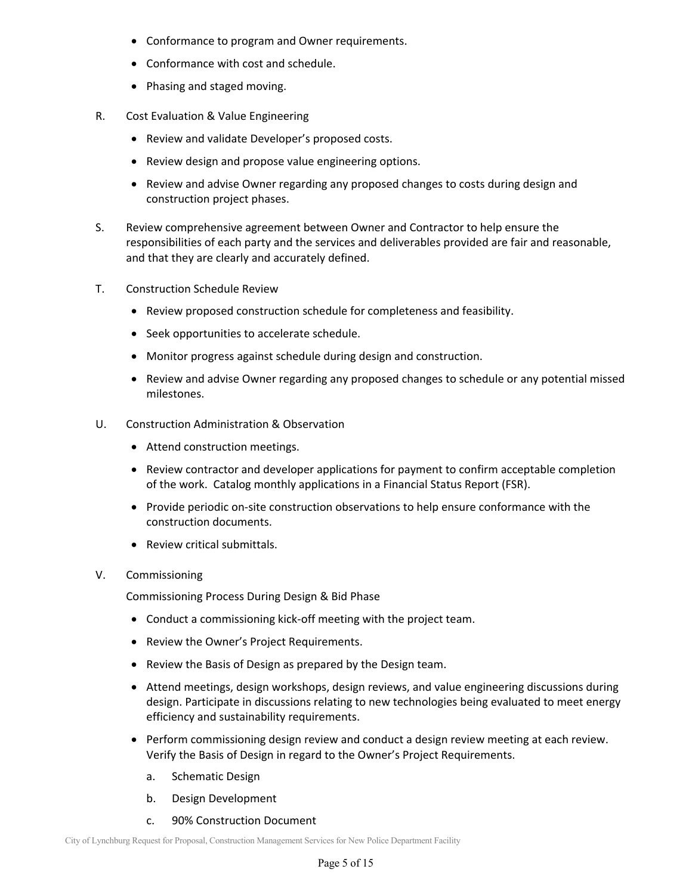- Conformance to program and Owner requirements.
- Conformance with cost and schedule.
- Phasing and staged moving.

R. Cost Evaluation & Value Engineering

- Review and validate Developer's proposed costs.
- Review design and propose value engineering options.
- Review and advise Owner regarding any proposed changes to costs during design and construction project phases.

S. Review comprehensive agreement between Owner and Contractor to help ensure the responsibilities of each party and the services and deliverables provided are fair and reasonable, and that they are clearly and accurately defined.

T. Construction Schedule Review

- Review proposed construction schedule for completeness and feasibility.
- Seek opportunities to accelerate schedule.
- Monitor progress against schedule during design and construction.
- Review and advise Owner regarding any proposed changes to schedule or any potential missed milestones.

U. Construction Administration & Observation

- Attend construction meetings.
- Review contractor and developer applications for payment to confirm acceptable completion of the work. Catalog monthly applications in a Financial Status Report (FSR).
- Provide periodic on-site construction observations to help ensure conformance with the construction documents.
- Review critical submittals.

V. Commissioning

Commissioning Process During Design & Bid Phase

- Conduct a commissioning kick-off meeting with the project team.
- Review the Owner's Project Requirements.
- Review the Basis of Design as prepared by the Design team.
- Attend meetings, design workshops, design reviews, and value engineering discussions during design. Participate in discussions relating to new technologies being evaluated to meet energy efficiency and sustainability requirements.
- Perform commissioning design review and conduct a design review meeting at each review. Verify the Basis of Design in regard to the Owner's Project Requirements.
  a. Schematic Design
  b. Design Development
  c. 90% Construction Document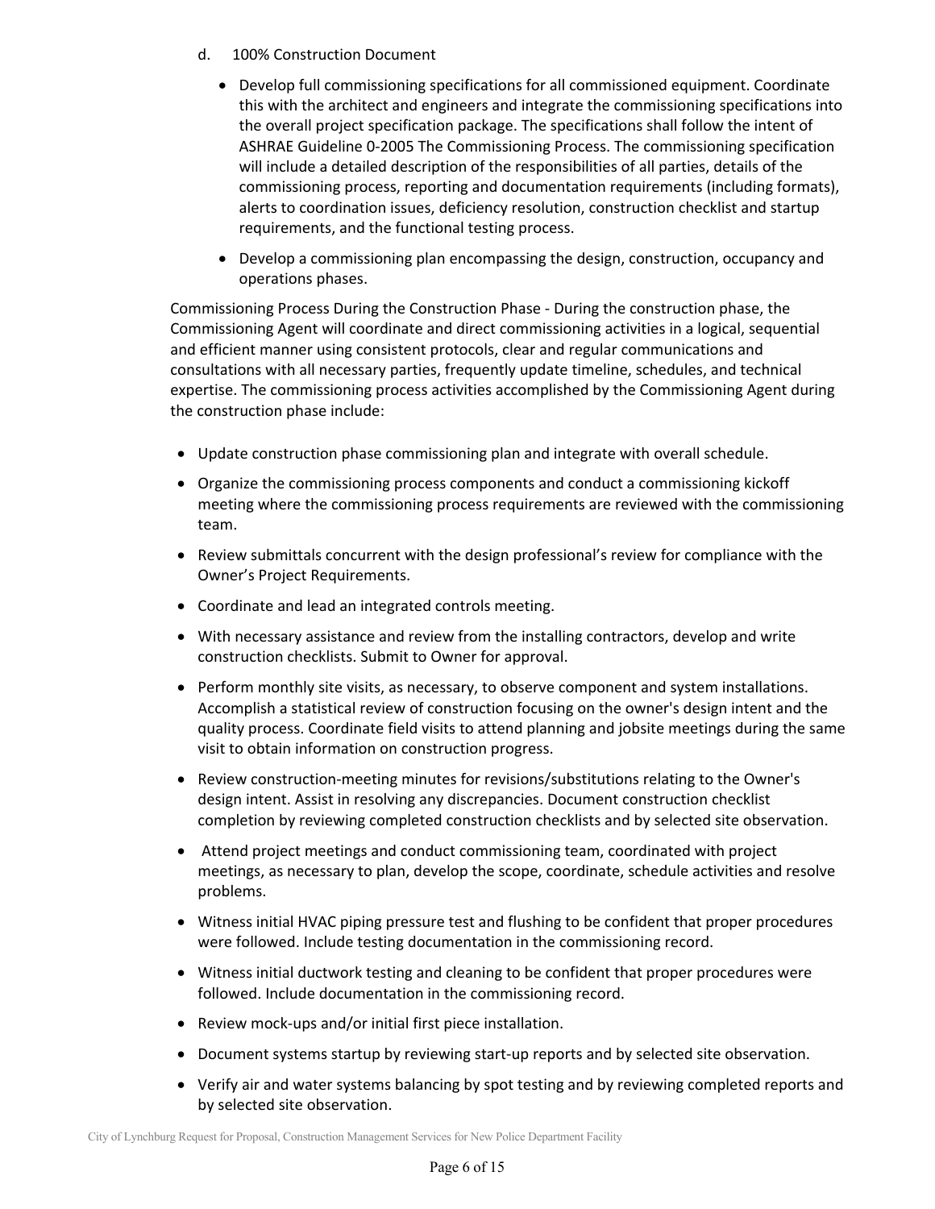d. 100% Construction Document

- Develop full commissioning specifications for all commissioned equipment. Coordinate this with the architect and engineers and integrate the commissioning specifications into the overall project specification package. The specifications shall follow the intent of ASHRAE Guideline 0-2005 The Commissioning Process. The commissioning specification will include a detailed description of the responsibilities of all parties, details of the commissioning process, reporting and documentation requirements (including formats), alerts to coordination issues, deficiency resolution, construction checklist and startup requirements, and the functional testing process.
- Develop a commissioning plan encompassing the design, construction, occupancy and operations phases.

Commissioning Process During the Construction Phase - During the construction phase, the Commissioning Agent will coordinate and direct commissioning activities in a logical, sequential and efficient manner using consistent protocols, clear and regular communications and consultations with all necessary parties, frequently update timeline, schedules, and technical expertise. The commissioning process activities accomplished by the Commissioning Agent during the construction phase include:

- Update construction phase commissioning plan and integrate with overall schedule.
- Organize the commissioning process components and conduct a commissioning kickoff meeting where the commissioning process requirements are reviewed with the commissioning team.
- Review submittals concurrent with the design professional's review for compliance with the Owner's Project Requirements.
- Coordinate and lead an integrated controls meeting.
- With necessary assistance and review from the installing contractors, develop and write construction checklists. Submit to Owner for approval.
- Perform monthly site visits, as necessary, to observe component and system installations. Accomplish a statistical review of construction focusing on the owner's design intent and the quality process. Coordinate field visits to attend planning and jobsite meetings during the same visit to obtain information on construction progress.
- Review construction-meeting minutes for revisions/substitutions relating to the Owner's design intent. Assist in resolving any discrepancies. Document construction checklist completion by reviewing completed construction checklists and by selected site observation.
- Attend project meetings and conduct commissioning team, coordinated with project meetings, as necessary to plan, develop the scope, coordinate, schedule activities and resolve problems.
- Witness initial HVAC piping pressure test and flushing to be confident that proper procedures were followed. Include testing documentation in the commissioning record.
- Witness initial ductwork testing and cleaning to be confident that proper procedures were followed. Include documentation in the commissioning record.
- Review mock-ups and/or initial first piece installation.
- Document systems startup by reviewing start-up reports and by selected site observation.
- Verify air and water systems balancing by spot testing and by reviewing completed reports and by selected site observation.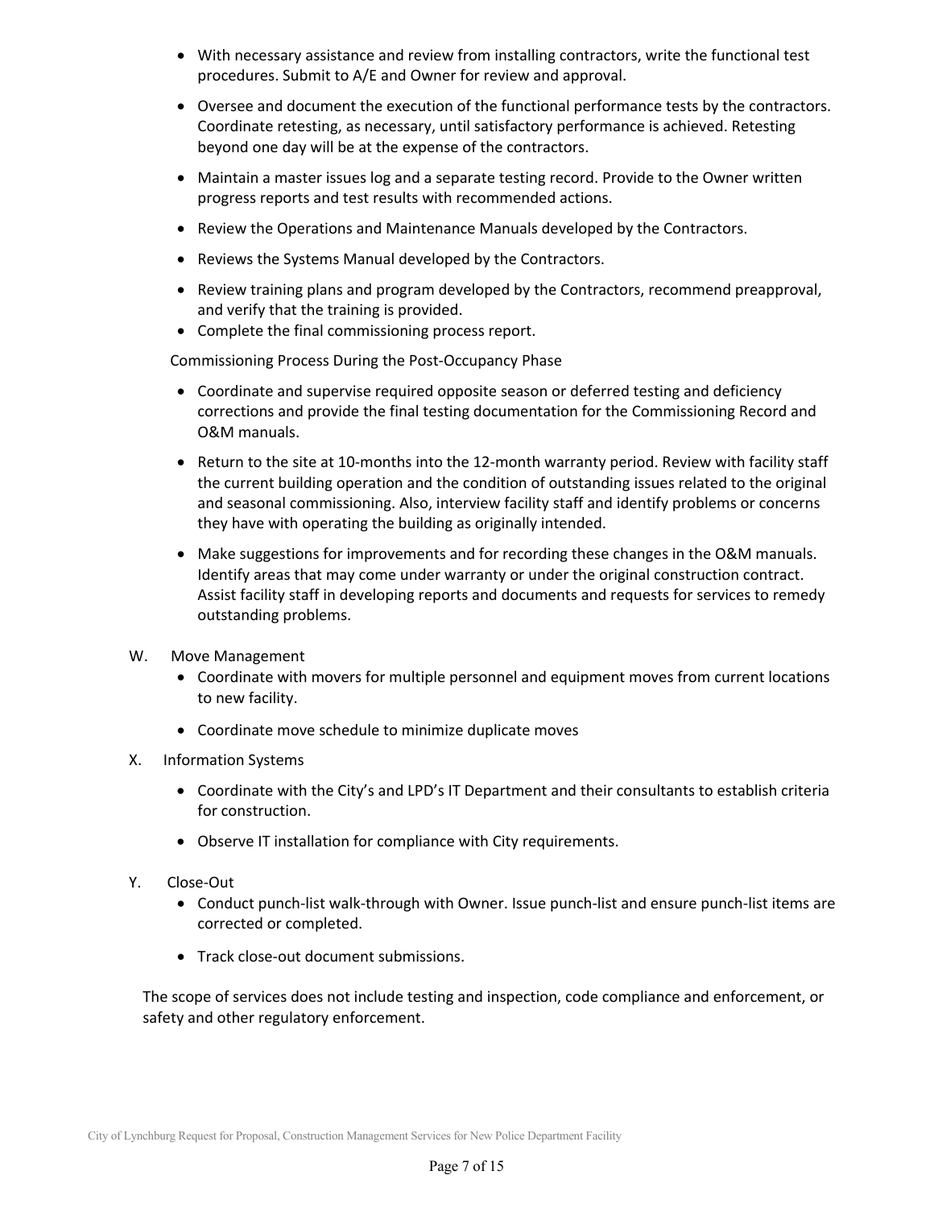- With necessary assistance and review from installing contractors, write the functional test procedures. Submit to A/E and Owner for review and approval.
- Oversee and document the execution of the functional performance tests by the contractors. Coordinate retesting, as necessary, until satisfactory performance is achieved. Retesting beyond one day will be at the expense of the contractors.
- Maintain a master issues log and a separate testing record. Provide to the Owner written progress reports and test results with recommended actions.
- Review the Operations and Maintenance Manuals developed by the Contractors.
- Reviews the Systems Manual developed by the Contractors.
- Review training plans and program developed by the Contractors, recommend preapproval, and verify that the training is provided.
- Complete the final commissioning process report.

Commissioning Process During the Post-Occupancy Phase

- Coordinate and supervise required opposite season or deferred testing and deficiency corrections and provide the final testing documentation for the Commissioning Record and O&M manuals.
- Return to the site at 10-months into the 12-month warranty period. Review with facility staff the current building operation and the condition of outstanding issues related to the original and seasonal commissioning. Also, interview facility staff and identify problems or concerns they have with operating the building as originally intended.
- Make suggestions for improvements and for recording these changes in the O&M manuals. Identify areas that may come under warranty or under the original construction contract. Assist facility staff in developing reports and documents and requests for services to remedy outstanding problems.

W. Move Management

- Coordinate with movers for multiple personnel and equipment moves from current locations to new facility.
- Coordinate move schedule to minimize duplicate moves

X. Information Systems

- Coordinate with the City's and LPD's IT Department and their consultants to establish criteria for construction.
- Observe IT installation for compliance with City requirements.

Y. Close-Out

- Conduct punch-list walk-through with Owner. Issue punch-list and ensure punch-list items are corrected or completed.
- Track close-out document submissions.

The scope of services does not include testing and inspection, code compliance and enforcement, or safety and other regulatory enforcement.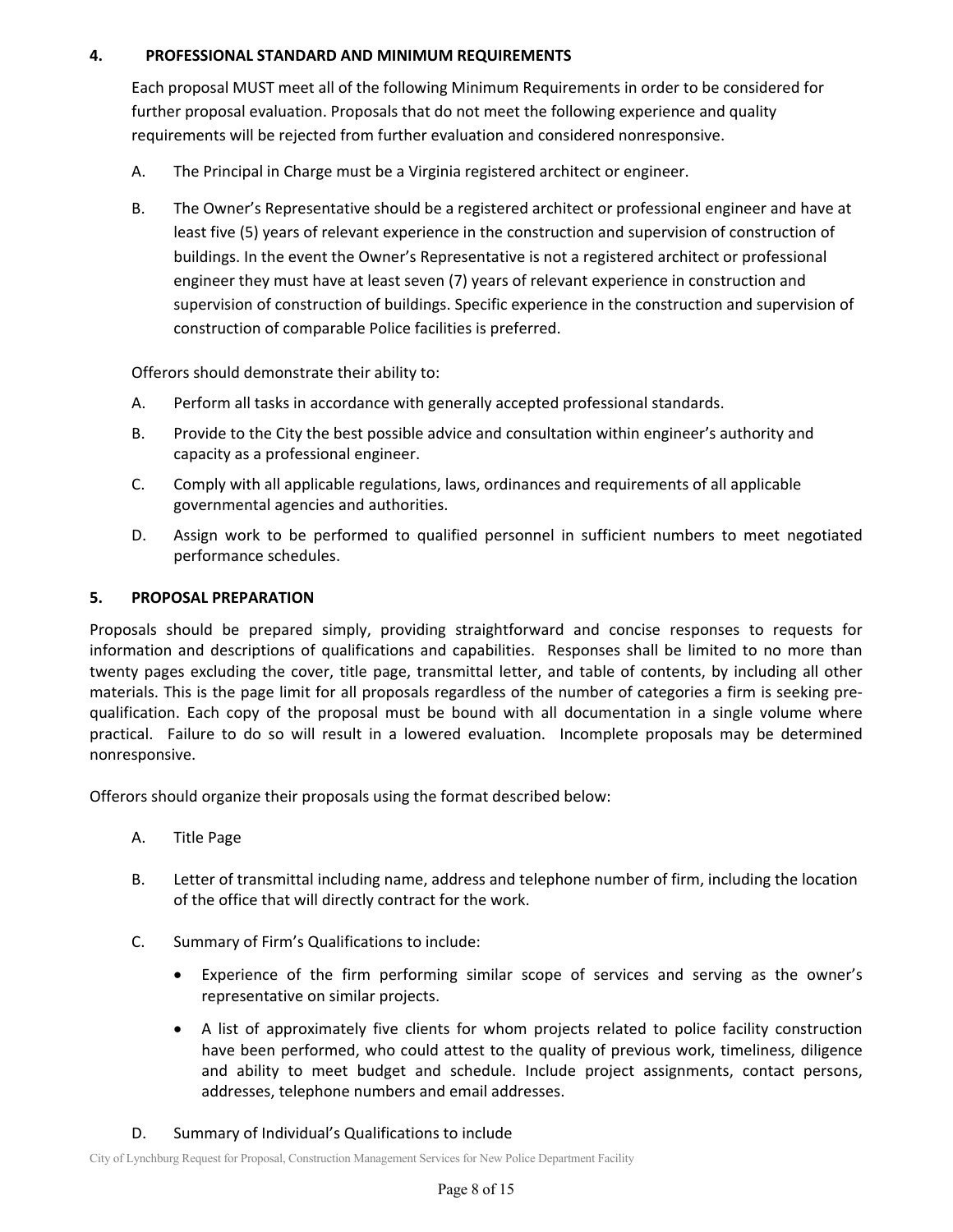## 4. PROFESSIONAL STANDARD AND MINIMUM REQUIREMENTS

Each proposal MUST meet all of the following Minimum Requirements in order to be considered for further proposal evaluation. Proposals that do not meet the following experience and quality requirements will be rejected from further evaluation and considered nonresponsive.

A. The Principal in Charge must be a Virginia registered architect or engineer.

B. The Owner's Representative should be a registered architect or professional engineer and have at least five (5) years of relevant experience in the construction and supervision of construction of buildings. In the event the Owner's Representative is not a registered architect or professional engineer they must have at least seven (7) years of relevant experience in construction and supervision of construction of buildings. Specific experience in the construction and supervision of construction of comparable Police facilities is preferred.

Offerors should demonstrate their ability to:

A. Perform all tasks in accordance with generally accepted professional standards.

B. Provide to the City the best possible advice and consultation within engineer's authority and capacity as a professional engineer.

C. Comply with all applicable regulations, laws, ordinances and requirements of all applicable governmental agencies and authorities.

D. Assign work to be performed to qualified personnel in sufficient numbers to meet negotiated performance schedules.

## 5. PROPOSAL PREPARATION

Proposals should be prepared simply, providing straightforward and concise responses to requests for information and descriptions of qualifications and capabilities. Responses shall be limited to no more than twenty pages excluding the cover, title page, transmittal letter, and table of contents, by including all other materials. This is the page limit for all proposals regardless of the number of categories a firm is seeking pre-qualification. Each copy of the proposal must be bound with all documentation in a single volume where practical. Failure to do so will result in a lowered evaluation. Incomplete proposals may be determined nonresponsive.

Offerors should organize their proposals using the format described below:

A. Title Page

B. Letter of transmittal including name, address and telephone number of firm, including the location of the office that will directly contract for the work.

C. Summary of Firm's Qualifications to include:

- Experience of the firm performing similar scope of services and serving as the owner's representative on similar projects.
- A list of approximately five clients for whom projects related to police facility construction have been performed, who could attest to the quality of previous work, timeliness, diligence and ability to meet budget and schedule. Include project assignments, contact persons, addresses, telephone numbers and email addresses.

D. Summary of Individual's Qualifications to include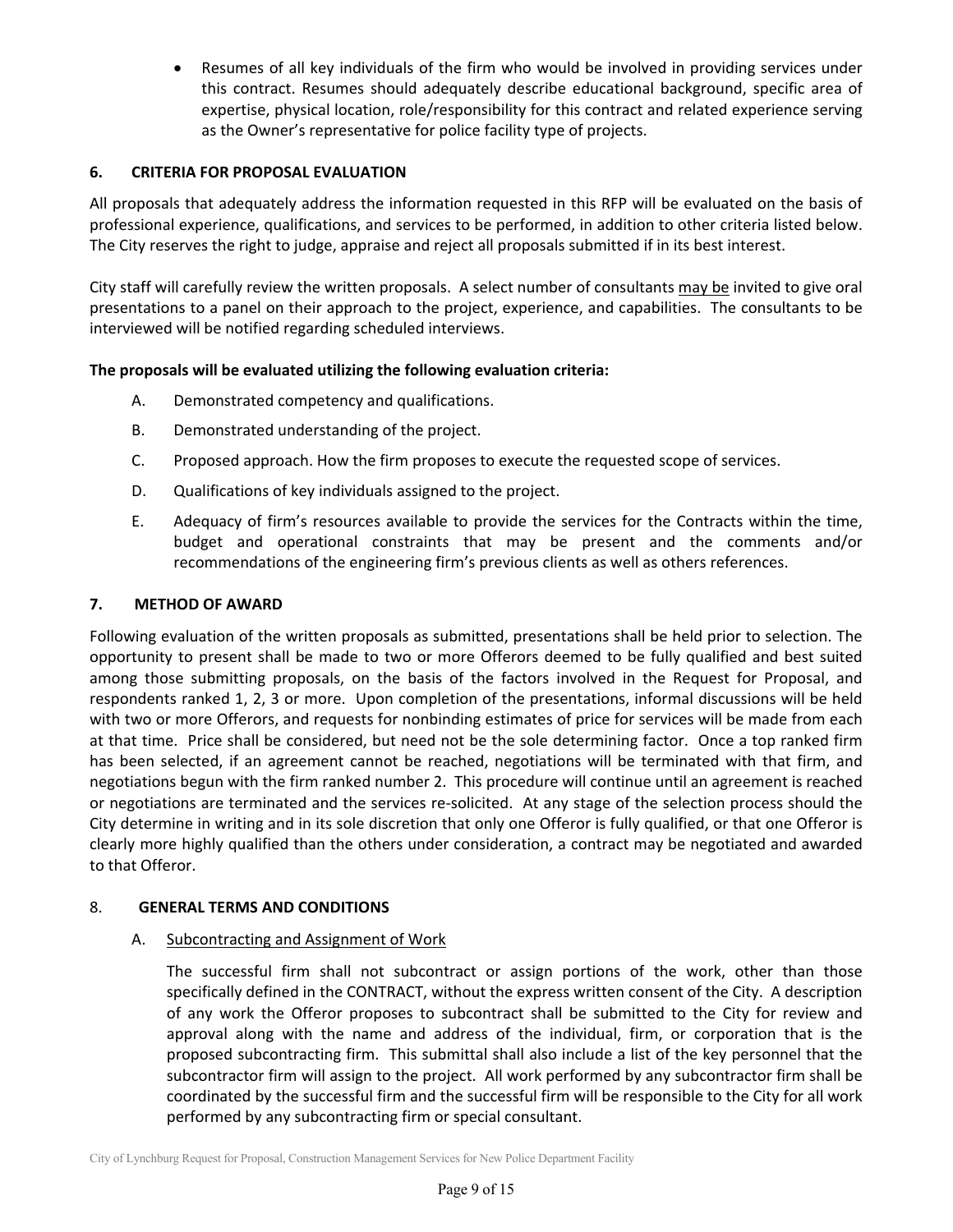- Resumes of all key individuals of the firm who would be involved in providing services under this contract. Resumes should adequately describe educational background, specific area of expertise, physical location, role/responsibility for this contract and related experience serving as the Owner's representative for police facility type of projects.

## 6. CRITERIA FOR PROPOSAL EVALUATION

All proposals that adequately address the information requested in this RFP will be evaluated on the basis of professional experience, qualifications, and services to be performed, in addition to other criteria listed below. The City reserves the right to judge, appraise and reject all proposals submitted if in its best interest.

City staff will carefully review the written proposals. A select number of consultants may be invited to give oral presentations to a panel on their approach to the project, experience, and capabilities. The consultants to be interviewed will be notified regarding scheduled interviews.

**The proposals will be evaluated utilizing the following evaluation criteria:**

A. Demonstrated competency and qualifications.

B. Demonstrated understanding of the project.

C. Proposed approach. How the firm proposes to execute the requested scope of services.

D. Qualifications of key individuals assigned to the project.

E. Adequacy of firm's resources available to provide the services for the Contracts within the time, budget and operational constraints that may be present and the comments and/or recommendations of the engineering firm's previous clients as well as others references.

## 7. METHOD OF AWARD

Following evaluation of the written proposals as submitted, presentations shall be held prior to selection. The opportunity to present shall be made to two or more Offerors deemed to be fully qualified and best suited among those submitting proposals, on the basis of the factors involved in the Request for Proposal, and respondents ranked 1, 2, 3 or more. Upon completion of the presentations, informal discussions will be held with two or more Offerors, and requests for nonbinding estimates of price for services will be made from each at that time. Price shall be considered, but need not be the sole determining factor. Once a top ranked firm has been selected, if an agreement cannot be reached, negotiations will be terminated with that firm, and negotiations begun with the firm ranked number 2. This procedure will continue until an agreement is reached or negotiations are terminated and the services re-solicited. At any stage of the selection process should the City determine in writing and in its sole discretion that only one Offeror is fully qualified, or that one Offeror is clearly more highly qualified than the others under consideration, a contract may be negotiated and awarded to that Offeror.

## 8. GENERAL TERMS AND CONDITIONS

### A. Subcontracting and Assignment of Work

The successful firm shall not subcontract or assign portions of the work, other than those specifically defined in the CONTRACT, without the express written consent of the City. A description of any work the Offeror proposes to subcontract shall be submitted to the City for review and approval along with the name and address of the individual, firm, or corporation that is the proposed subcontracting firm. This submittal shall also include a list of the key personnel that the subcontractor firm will assign to the project. All work performed by any subcontractor firm shall be coordinated by the successful firm and the successful firm will be responsible to the City for all work performed by any subcontracting firm or special consultant.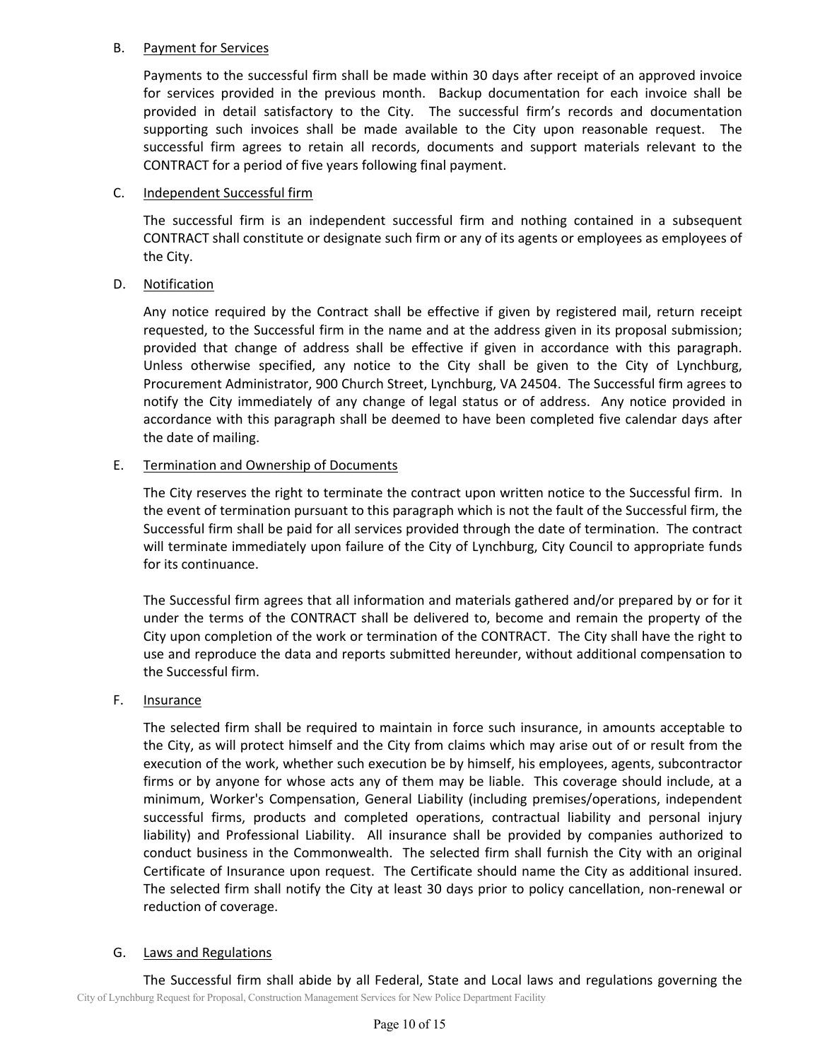B. Payment for Services

Payments to the successful firm shall be made within 30 days after receipt of an approved invoice for services provided in the previous month. Backup documentation for each invoice shall be provided in detail satisfactory to the City. The successful firm's records and documentation supporting such invoices shall be made available to the City upon reasonable request. The successful firm agrees to retain all records, documents and support materials relevant to the CONTRACT for a period of five years following final payment.

C. Independent Successful firm

The successful firm is an independent successful firm and nothing contained in a subsequent CONTRACT shall constitute or designate such firm or any of its agents or employees as employees of the City.

D. Notification

Any notice required by the Contract shall be effective if given by registered mail, return receipt requested, to the Successful firm in the name and at the address given in its proposal submission; provided that change of address shall be effective if given in accordance with this paragraph. Unless otherwise specified, any notice to the City shall be given to the City of Lynchburg, Procurement Administrator, 900 Church Street, Lynchburg, VA 24504. The Successful firm agrees to notify the City immediately of any change of legal status or of address. Any notice provided in accordance with this paragraph shall be deemed to have been completed five calendar days after the date of mailing.

E. Termination and Ownership of Documents

The City reserves the right to terminate the contract upon written notice to the Successful firm. In the event of termination pursuant to this paragraph which is not the fault of the Successful firm, the Successful firm shall be paid for all services provided through the date of termination. The contract will terminate immediately upon failure of the City of Lynchburg, City Council to appropriate funds for its continuance.

The Successful firm agrees that all information and materials gathered and/or prepared by or for it under the terms of the CONTRACT shall be delivered to, become and remain the property of the City upon completion of the work or termination of the CONTRACT. The City shall have the right to use and reproduce the data and reports submitted hereunder, without additional compensation to the Successful firm.

F. Insurance

The selected firm shall be required to maintain in force such insurance, in amounts acceptable to the City, as will protect himself and the City from claims which may arise out of or result from the execution of the work, whether such execution be by himself, his employees, agents, subcontractor firms or by anyone for whose acts any of them may be liable. This coverage should include, at a minimum, Worker's Compensation, General Liability (including premises/operations, independent successful firms, products and completed operations, contractual liability and personal injury liability) and Professional Liability. All insurance shall be provided by companies authorized to conduct business in the Commonwealth. The selected firm shall furnish the City with an original Certificate of Insurance upon request. The Certificate should name the City as additional insured. The selected firm shall notify the City at least 30 days prior to policy cancellation, non-renewal or reduction of coverage.

G. Laws and Regulations

The Successful firm shall abide by all Federal, State and Local laws and regulations governing the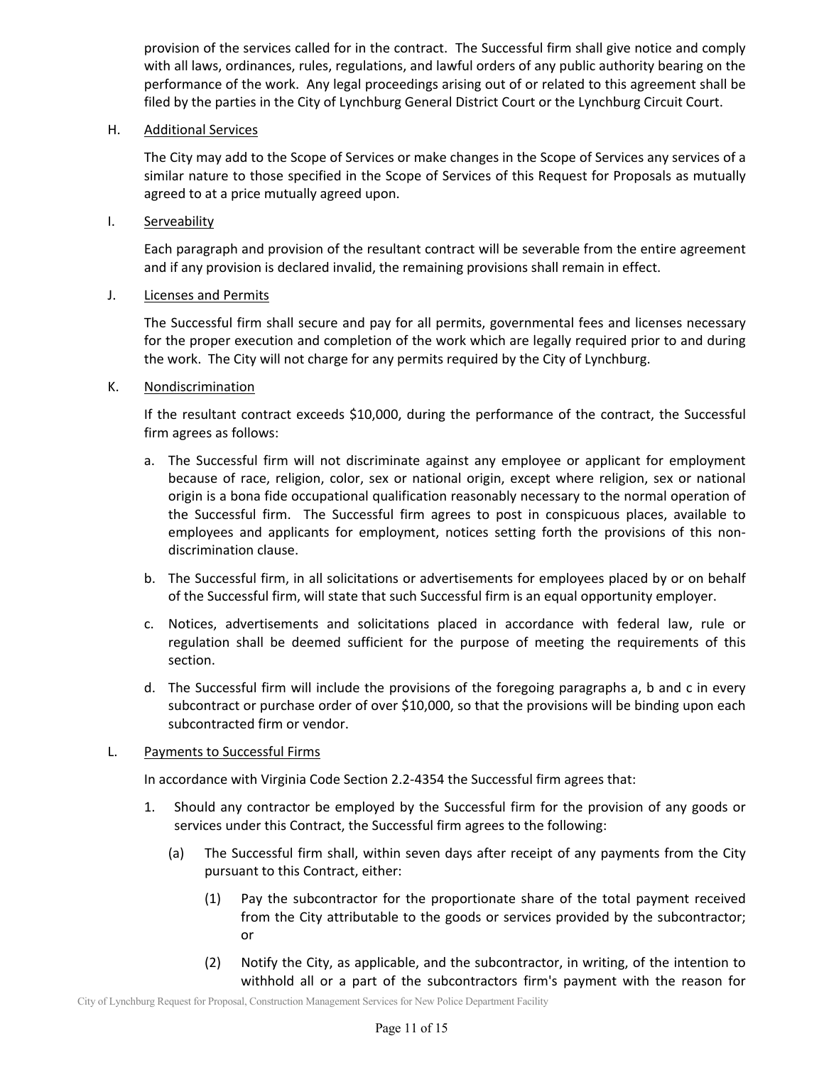provision of the services called for in the contract. The Successful firm shall give notice and comply with all laws, ordinances, rules, regulations, and lawful orders of any public authority bearing on the performance of the work. Any legal proceedings arising out of or related to this agreement shall be filed by the parties in the City of Lynchburg General District Court or the Lynchburg Circuit Court.

H. Additional Services

The City may add to the Scope of Services or make changes in the Scope of Services any services of a similar nature to those specified in the Scope of Services of this Request for Proposals as mutually agreed to at a price mutually agreed upon.

I. Serveability

Each paragraph and provision of the resultant contract will be severable from the entire agreement and if any provision is declared invalid, the remaining provisions shall remain in effect.

J. Licenses and Permits

The Successful firm shall secure and pay for all permits, governmental fees and licenses necessary for the proper execution and completion of the work which are legally required prior to and during the work. The City will not charge for any permits required by the City of Lynchburg.

K. Nondiscrimination

If the resultant contract exceeds $10,000, during the performance of the contract, the Successful firm agrees as follows:

a. The Successful firm will not discriminate against any employee or applicant for employment because of race, religion, color, sex or national origin, except where religion, sex or national origin is a bona fide occupational qualification reasonably necessary to the normal operation of the Successful firm. The Successful firm agrees to post in conspicuous places, available to employees and applicants for employment, notices setting forth the provisions of this non-discrimination clause.

b. The Successful firm, in all solicitations or advertisements for employees placed by or on behalf of the Successful firm, will state that such Successful firm is an equal opportunity employer.

c. Notices, advertisements and solicitations placed in accordance with federal law, rule or regulation shall be deemed sufficient for the purpose of meeting the requirements of this section.

d. The Successful firm will include the provisions of the foregoing paragraphs a, b and c in every subcontract or purchase order of over $10,000, so that the provisions will be binding upon each subcontracted firm or vendor.

L. Payments to Successful Firms

In accordance with Virginia Code Section 2.2-4354 the Successful firm agrees that:

1. Should any contractor be employed by the Successful firm for the provision of any goods or services under this Contract, the Successful firm agrees to the following:

   (a) The Successful firm shall, within seven days after receipt of any payments from the City pursuant to this Contract, either:

      (1) Pay the subcontractor for the proportionate share of the total payment received from the City attributable to the goods or services provided by the subcontractor; or

      (2) Notify the City, as applicable, and the subcontractor, in writing, of the intention to withhold all or a part of the subcontractors firm's payment with the reason for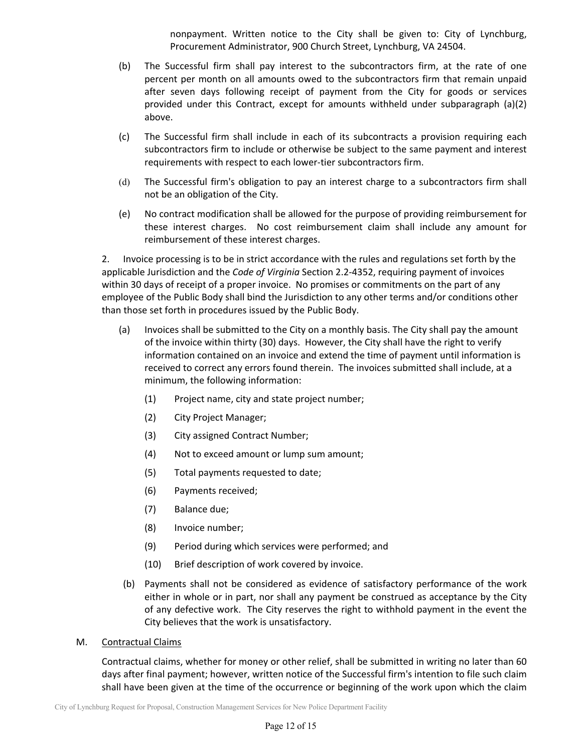nonpayment. Written notice to the City shall be given to: City of Lynchburg, Procurement Administrator, 900 Church Street, Lynchburg, VA 24504.

(b) The Successful firm shall pay interest to the subcontractors firm, at the rate of one percent per month on all amounts owed to the subcontractors firm that remain unpaid after seven days following receipt of payment from the City for goods or services provided under this Contract, except for amounts withheld under subparagraph (a)(2) above.

(c) The Successful firm shall include in each of its subcontracts a provision requiring each subcontractors firm to include or otherwise be subject to the same payment and interest requirements with respect to each lower-tier subcontractors firm.

(d) The Successful firm's obligation to pay an interest charge to a subcontractors firm shall not be an obligation of the City.

(e) No contract modification shall be allowed for the purpose of providing reimbursement for these interest charges. No cost reimbursement claim shall include any amount for reimbursement of these interest charges.

2. Invoice processing is to be in strict accordance with the rules and regulations set forth by the applicable Jurisdiction and the *Code of Virginia* Section 2.2-4352, requiring payment of invoices within 30 days of receipt of a proper invoice. No promises or commitments on the part of any employee of the Public Body shall bind the Jurisdiction to any other terms and/or conditions other than those set forth in procedures issued by the Public Body.

(a) Invoices shall be submitted to the City on a monthly basis. The City shall pay the amount of the invoice within thirty (30) days. However, the City shall have the right to verify information contained on an invoice and extend the time of payment until information is received to correct any errors found therein. The invoices submitted shall include, at a minimum, the following information:

(1) Project name, city and state project number;

(2) City Project Manager;

(3) City assigned Contract Number;

(4) Not to exceed amount or lump sum amount;

(5) Total payments requested to date;

(6) Payments received;

(7) Balance due;

(8) Invoice number;

(9) Period during which services were performed; and

(10) Brief description of work covered by invoice.

(b) Payments shall not be considered as evidence of satisfactory performance of the work either in whole or in part, nor shall any payment be construed as acceptance by the City of any defective work. The City reserves the right to withhold payment in the event the City believes that the work is unsatisfactory.

M. <u>Contractual Claims</u>

Contractual claims, whether for money or other relief, shall be submitted in writing no later than 60 days after final payment; however, written notice of the Successful firm's intention to file such claim shall have been given at the time of the occurrence or beginning of the work upon which the claim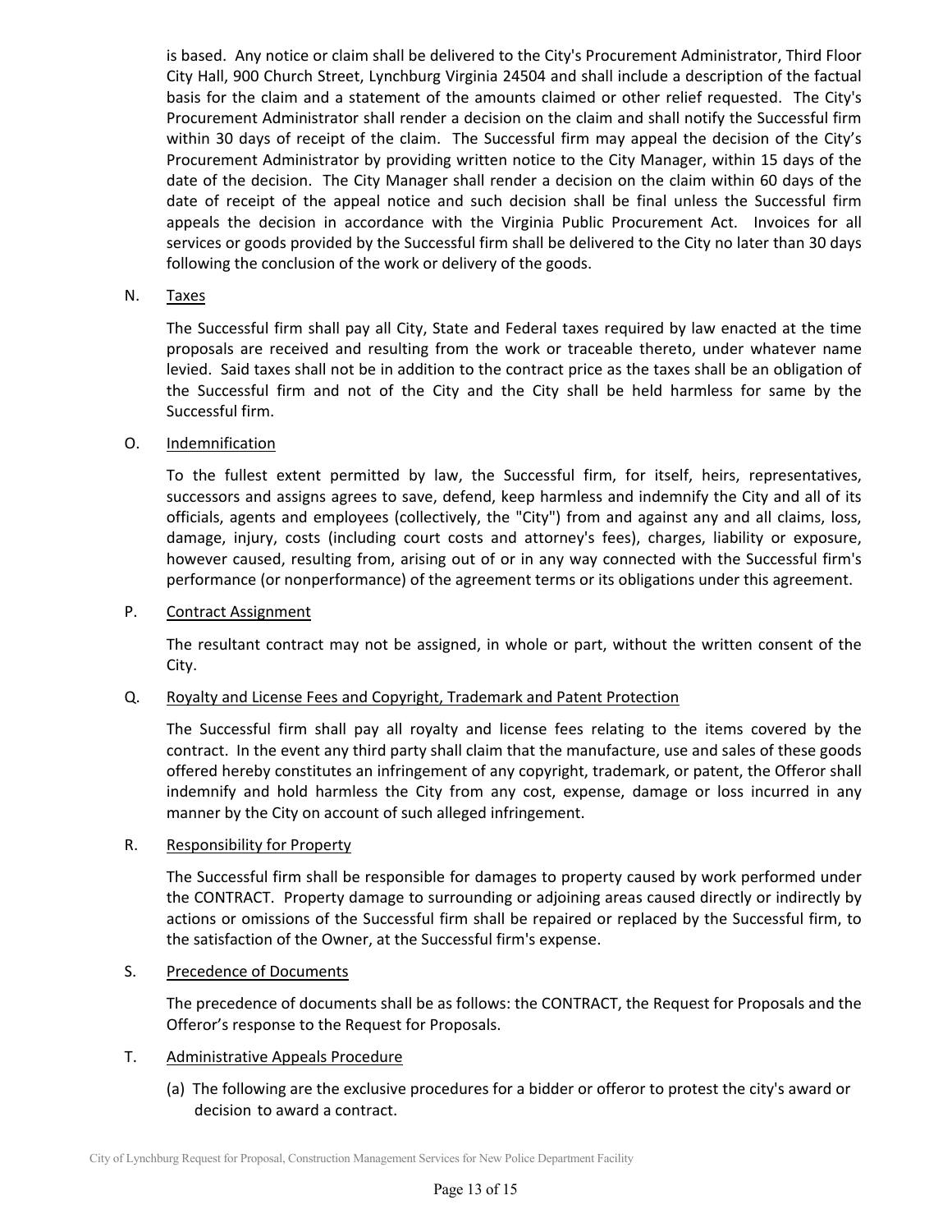is based. Any notice or claim shall be delivered to the City's Procurement Administrator, Third Floor City Hall, 900 Church Street, Lynchburg Virginia 24504 and shall include a description of the factual basis for the claim and a statement of the amounts claimed or other relief requested. The City's Procurement Administrator shall render a decision on the claim and shall notify the Successful firm within 30 days of receipt of the claim. The Successful firm may appeal the decision of the City's Procurement Administrator by providing written notice to the City Manager, within 15 days of the date of the decision. The City Manager shall render a decision on the claim within 60 days of the date of receipt of the appeal notice and such decision shall be final unless the Successful firm appeals the decision in accordance with the Virginia Public Procurement Act. Invoices for all services or goods provided by the Successful firm shall be delivered to the City no later than 30 days following the conclusion of the work or delivery of the goods.

N. Taxes

The Successful firm shall pay all City, State and Federal taxes required by law enacted at the time proposals are received and resulting from the work or traceable thereto, under whatever name levied. Said taxes shall not be in addition to the contract price as the taxes shall be an obligation of the Successful firm and not of the City and the City shall be held harmless for same by the Successful firm.

O. Indemnification

To the fullest extent permitted by law, the Successful firm, for itself, heirs, representatives, successors and assigns agrees to save, defend, keep harmless and indemnify the City and all of its officials, agents and employees (collectively, the "City") from and against any and all claims, loss, damage, injury, costs (including court costs and attorney's fees), charges, liability or exposure, however caused, resulting from, arising out of or in any way connected with the Successful firm's performance (or nonperformance) of the agreement terms or its obligations under this agreement.

P. Contract Assignment

The resultant contract may not be assigned, in whole or part, without the written consent of the City.

Q. Royalty and License Fees and Copyright, Trademark and Patent Protection

The Successful firm shall pay all royalty and license fees relating to the items covered by the contract. In the event any third party shall claim that the manufacture, use and sales of these goods offered hereby constitutes an infringement of any copyright, trademark, or patent, the Offeror shall indemnify and hold harmless the City from any cost, expense, damage or loss incurred in any manner by the City on account of such alleged infringement.

R. Responsibility for Property

The Successful firm shall be responsible for damages to property caused by work performed under the CONTRACT. Property damage to surrounding or adjoining areas caused directly or indirectly by actions or omissions of the Successful firm shall be repaired or replaced by the Successful firm, to the satisfaction of the Owner, at the Successful firm's expense.

S. Precedence of Documents

The precedence of documents shall be as follows: the CONTRACT, the Request for Proposals and the Offeror's response to the Request for Proposals.

T. Administrative Appeals Procedure

(a) The following are the exclusive procedures for a bidder or offeror to protest the city's award or decision to award a contract.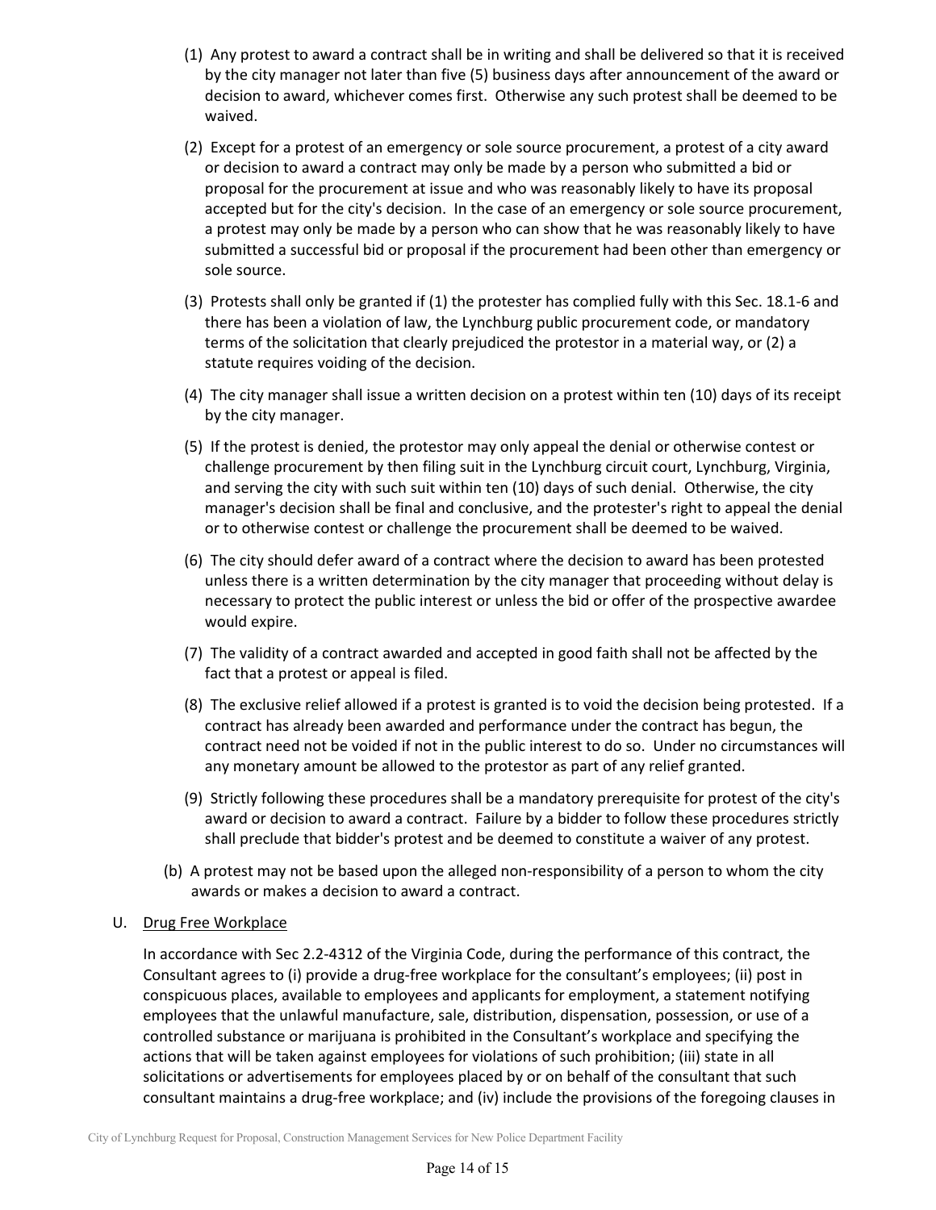(1) Any protest to award a contract shall be in writing and shall be delivered so that it is received by the city manager not later than five (5) business days after announcement of the award or decision to award, whichever comes first. Otherwise any such protest shall be deemed to be waived.

(2) Except for a protest of an emergency or sole source procurement, a protest of a city award or decision to award a contract may only be made by a person who submitted a bid or proposal for the procurement at issue and who was reasonably likely to have its proposal accepted but for the city's decision. In the case of an emergency or sole source procurement, a protest may only be made by a person who can show that he was reasonably likely to have submitted a successful bid or proposal if the procurement had been other than emergency or sole source.

(3) Protests shall only be granted if (1) the protester has complied fully with this Sec. 18.1-6 and there has been a violation of law, the Lynchburg public procurement code, or mandatory terms of the solicitation that clearly prejudiced the protestor in a material way, or (2) a statute requires voiding of the decision.

(4) The city manager shall issue a written decision on a protest within ten (10) days of its receipt by the city manager.

(5) If the protest is denied, the protestor may only appeal the denial or otherwise contest or challenge procurement by then filing suit in the Lynchburg circuit court, Lynchburg, Virginia, and serving the city with such suit within ten (10) days of such denial. Otherwise, the city manager's decision shall be final and conclusive, and the protester's right to appeal the denial or to otherwise contest or challenge the procurement shall be deemed to be waived.

(6) The city should defer award of a contract where the decision to award has been protested unless there is a written determination by the city manager that proceeding without delay is necessary to protect the public interest or unless the bid or offer of the prospective awardee would expire.

(7) The validity of a contract awarded and accepted in good faith shall not be affected by the fact that a protest or appeal is filed.

(8) The exclusive relief allowed if a protest is granted is to void the decision being protested. If a contract has already been awarded and performance under the contract has begun, the contract need not be voided if not in the public interest to do so. Under no circumstances will any monetary amount be allowed to the protestor as part of any relief granted.

(9) Strictly following these procedures shall be a mandatory prerequisite for protest of the city's award or decision to award a contract. Failure by a bidder to follow these procedures strictly shall preclude that bidder's protest and be deemed to constitute a waiver of any protest.

(b) A protest may not be based upon the alleged non-responsibility of a person to whom the city awards or makes a decision to award a contract.

U. <u>Drug Free Workplace</u>

In accordance with Sec 2.2-4312 of the Virginia Code, during the performance of this contract, the Consultant agrees to (i) provide a drug-free workplace for the consultant's employees; (ii) post in conspicuous places, available to employees and applicants for employment, a statement notifying employees that the unlawful manufacture, sale, distribution, dispensation, possession, or use of a controlled substance or marijuana is prohibited in the Consultant's workplace and specifying the actions that will be taken against employees for violations of such prohibition; (iii) state in all solicitations or advertisements for employees placed by or on behalf of the consultant that such consultant maintains a drug-free workplace; and (iv) include the provisions of the foregoing clauses in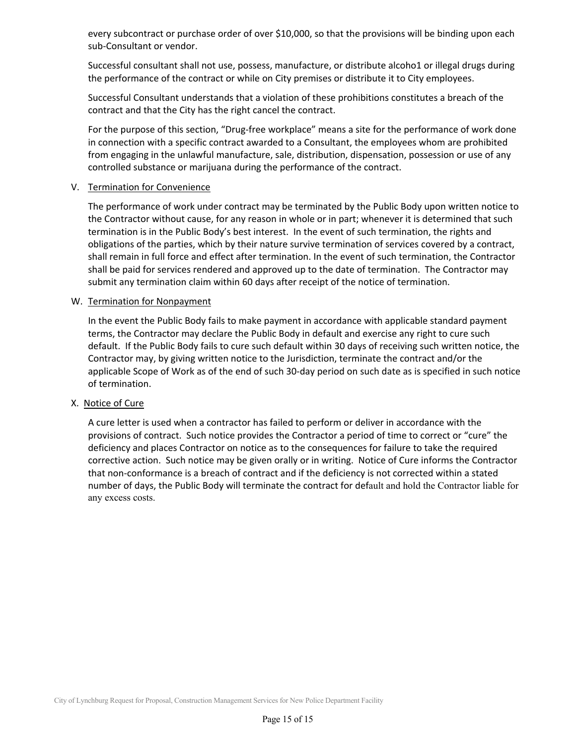every subcontract or purchase order of over $10,000, so that the provisions will be binding upon each sub-Consultant or vendor.

Successful consultant shall not use, possess, manufacture, or distribute alcoho1 or illegal drugs during the performance of the contract or while on City premises or distribute it to City employees.

Successful Consultant understands that a violation of these prohibitions constitutes a breach of the contract and that the City has the right cancel the contract.

For the purpose of this section, "Drug-free workplace" means a site for the performance of work done in connection with a specific contract awarded to a Consultant, the employees whom are prohibited from engaging in the unlawful manufacture, sale, distribution, dispensation, possession or use of any controlled substance or marijuana during the performance of the contract.

V. Termination for Convenience

The performance of work under contract may be terminated by the Public Body upon written notice to the Contractor without cause, for any reason in whole or in part; whenever it is determined that such termination is in the Public Body's best interest. In the event of such termination, the rights and obligations of the parties, which by their nature survive termination of services covered by a contract, shall remain in full force and effect after termination. In the event of such termination, the Contractor shall be paid for services rendered and approved up to the date of termination. The Contractor may submit any termination claim within 60 days after receipt of the notice of termination.

W. Termination for Nonpayment

In the event the Public Body fails to make payment in accordance with applicable standard payment terms, the Contractor may declare the Public Body in default and exercise any right to cure such default. If the Public Body fails to cure such default within 30 days of receiving such written notice, the Contractor may, by giving written notice to the Jurisdiction, terminate the contract and/or the applicable Scope of Work as of the end of such 30-day period on such date as is specified in such notice of termination.

X. Notice of Cure

A cure letter is used when a contractor has failed to perform or deliver in accordance with the provisions of contract. Such notice provides the Contractor a period of time to correct or "cure" the deficiency and places Contractor on notice as to the consequences for failure to take the required corrective action. Such notice may be given orally or in writing. Notice of Cure informs the Contractor that non-conformance is a breach of contract and if the deficiency is not corrected within a stated number of days, the Public Body will terminate the contract for default and hold the Contractor liable for any excess costs.